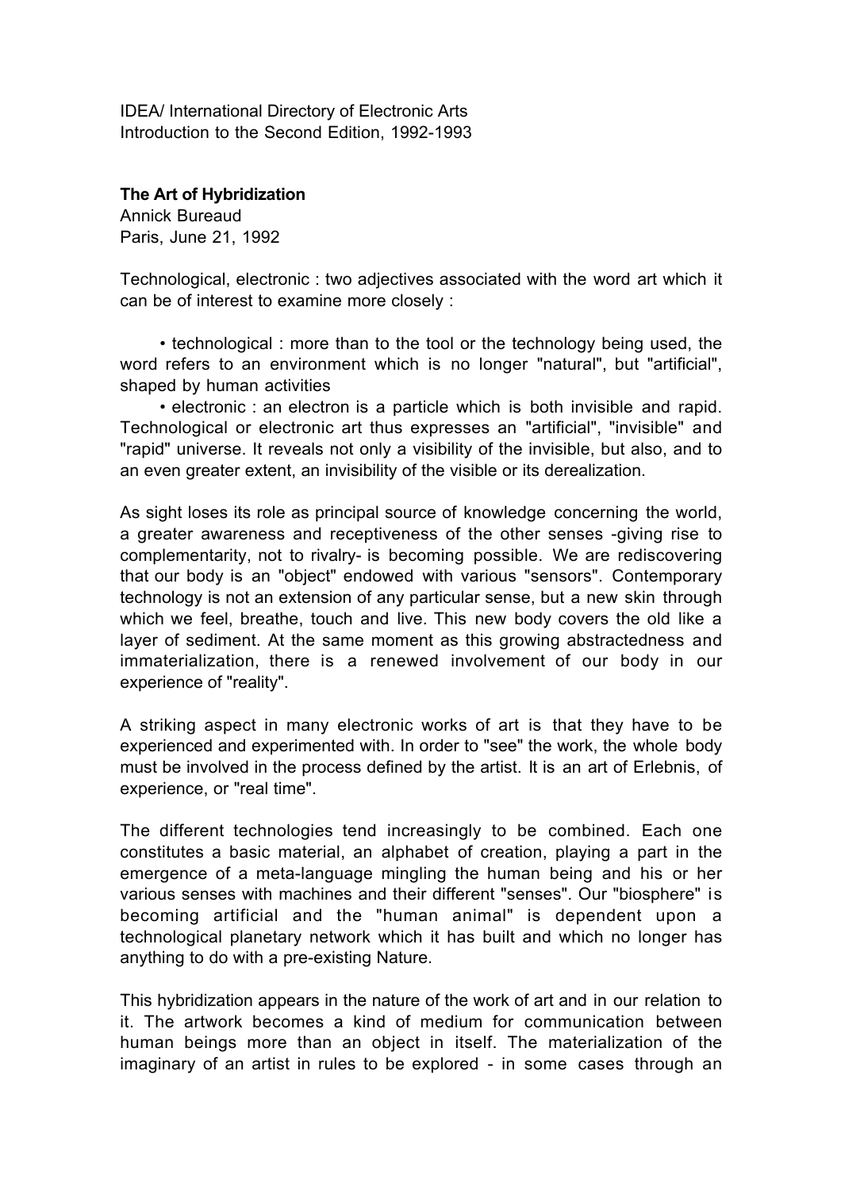IDEA/ International Directory of Electronic Arts
Introduction to the Second Edition, 1992-1993

**The Art of Hybridization**
Annick Bureaud
Paris, June 21, 1992

Technological, electronic : two adjectives associated with the word art which it can be of interest to examine more closely :

- technological : more than to the tool or the technology being used, the word refers to an environment which is no longer "natural", but "artificial", shaped by human activities
- electronic : an electron is a particle which is both invisible and rapid. Technological or electronic art thus expresses an "artificial", "invisible" and "rapid" universe. It reveals not only a visibility of the invisible, but also, and to an even greater extent, an invisibility of the visible or its derealization.

As sight loses its role as principal source of knowledge concerning the world, a greater awareness and receptiveness of the other senses -giving rise to complementarity, not to rivalry- is becoming possible. We are rediscovering that our body is an "object" endowed with various "sensors". Contemporary technology is not an extension of any particular sense, but a new skin through which we feel, breathe, touch and live. This new body covers the old like a layer of sediment. At the same moment as this growing abstractedness and immaterialization, there is a renewed involvement of our body in our experience of "reality".

A striking aspect in many electronic works of art is that they have to be experienced and experimented with. In order to "see" the work, the whole body must be involved in the process defined by the artist. It is an art of Erlebnis, of experience, or "real time".

The different technologies tend increasingly to be combined. Each one constitutes a basic material, an alphabet of creation, playing a part in the emergence of a meta-language mingling the human being and his or her various senses with machines and their different "senses". Our "biosphere" is becoming artificial and the "human animal" is dependent upon a technological planetary network which it has built and which no longer has anything to do with a pre-existing Nature.

This hybridization appears in the nature of the work of art and in our relation to it. The artwork becomes a kind of medium for communication between human beings more than an object in itself. The materialization of the imaginary of an artist in rules to be explored - in some cases through an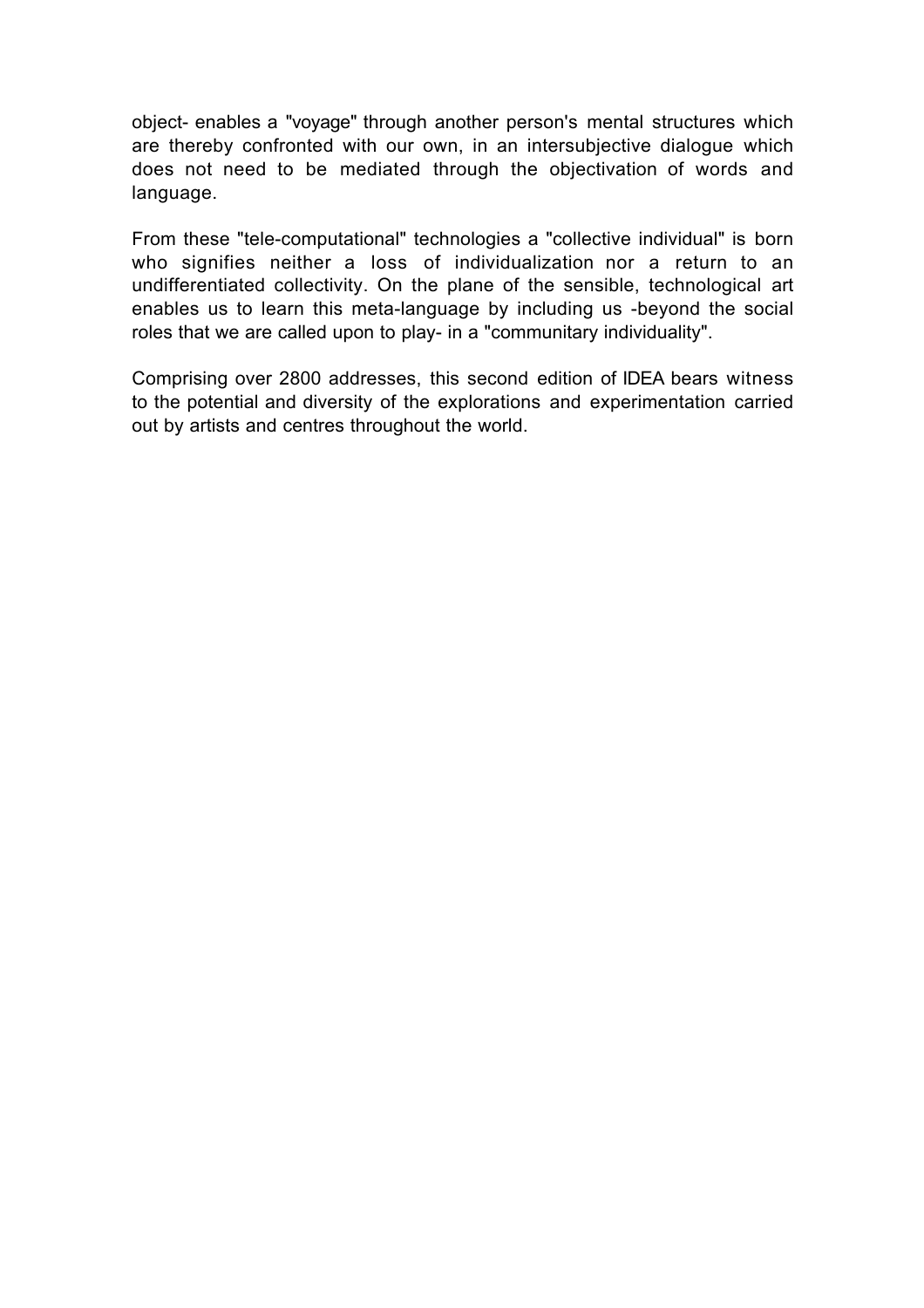object- enables a "voyage" through another person's mental structures which are thereby confronted with our own, in an intersubjective dialogue which does not need to be mediated through the objectivation of words and language.

From these "tele-computational" technologies a "collective individual" is born who signifies neither a loss of individualization nor a return to an undifferentiated collectivity. On the plane of the sensible, technological art enables us to learn this meta-language by including us -beyond the social roles that we are called upon to play- in a "communitary individuality".

Comprising over 2800 addresses, this second edition of IDEA bears witness to the potential and diversity of the explorations and experimentation carried out by artists and centres throughout the world.